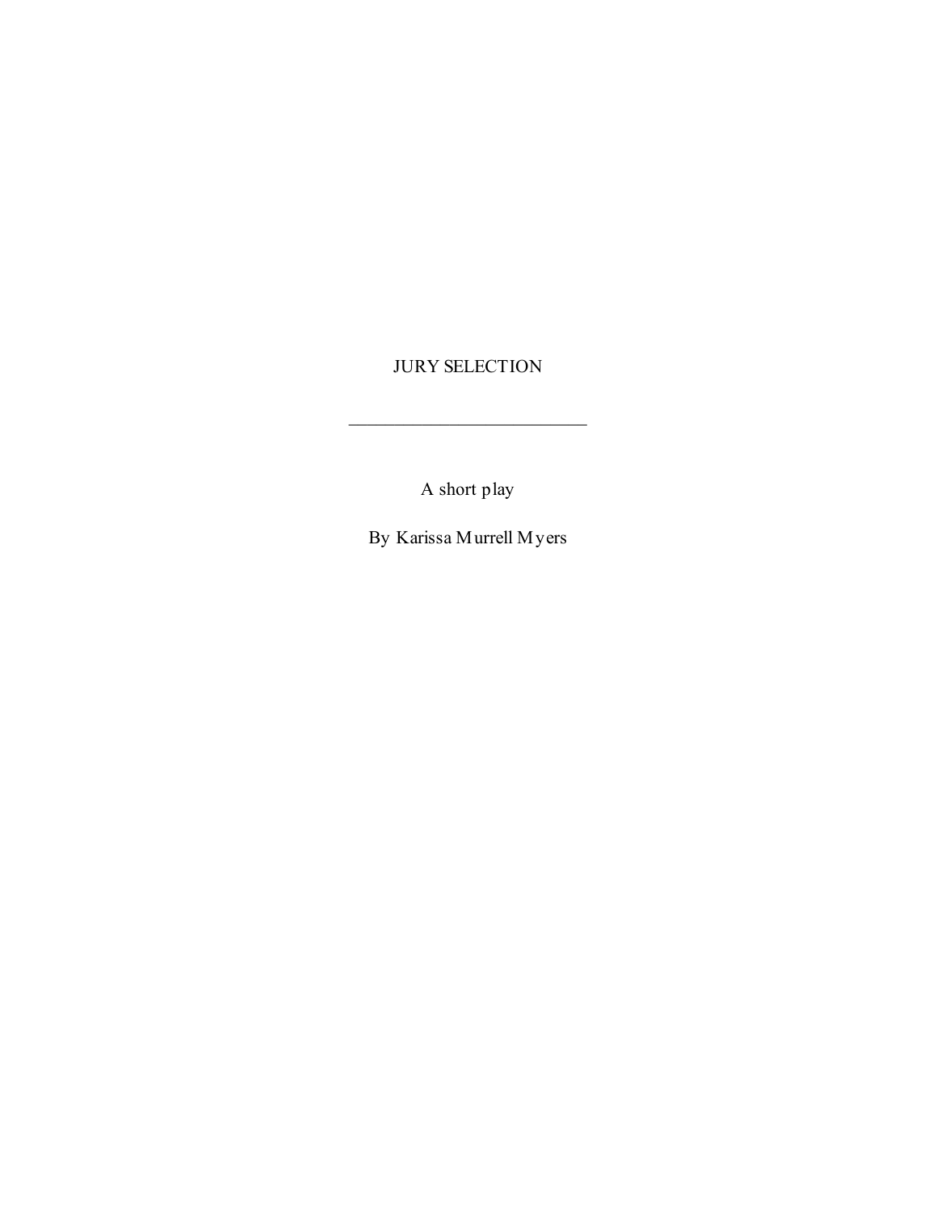# JURY SELECTION

---

A short play

By Karissa Murrell Myers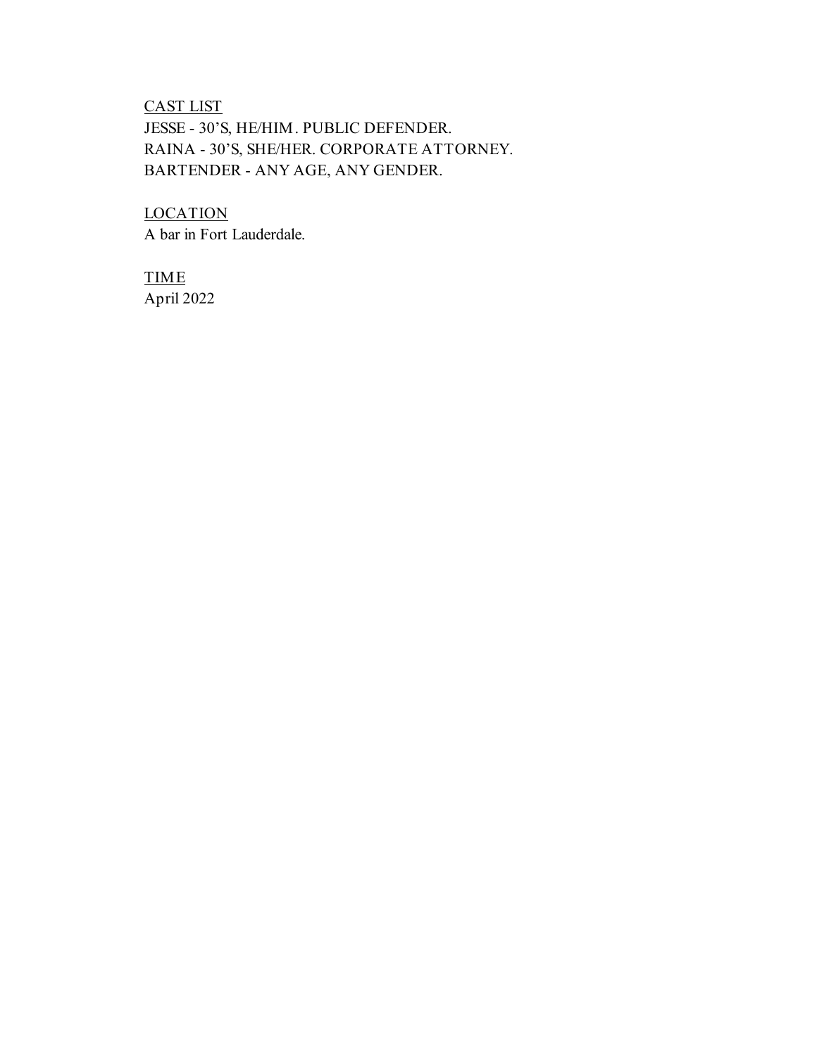<u>CAST LIST</u>
JESSE - 30'S, HE/HIM. PUBLIC DEFENDER.
RAINA - 30'S, SHE/HER. CORPORATE ATTORNEY.
BARTENDER - ANY AGE, ANY GENDER.

<u>LOCATION</u>
A bar in Fort Lauderdale.

<u>TIME</u>
April 2022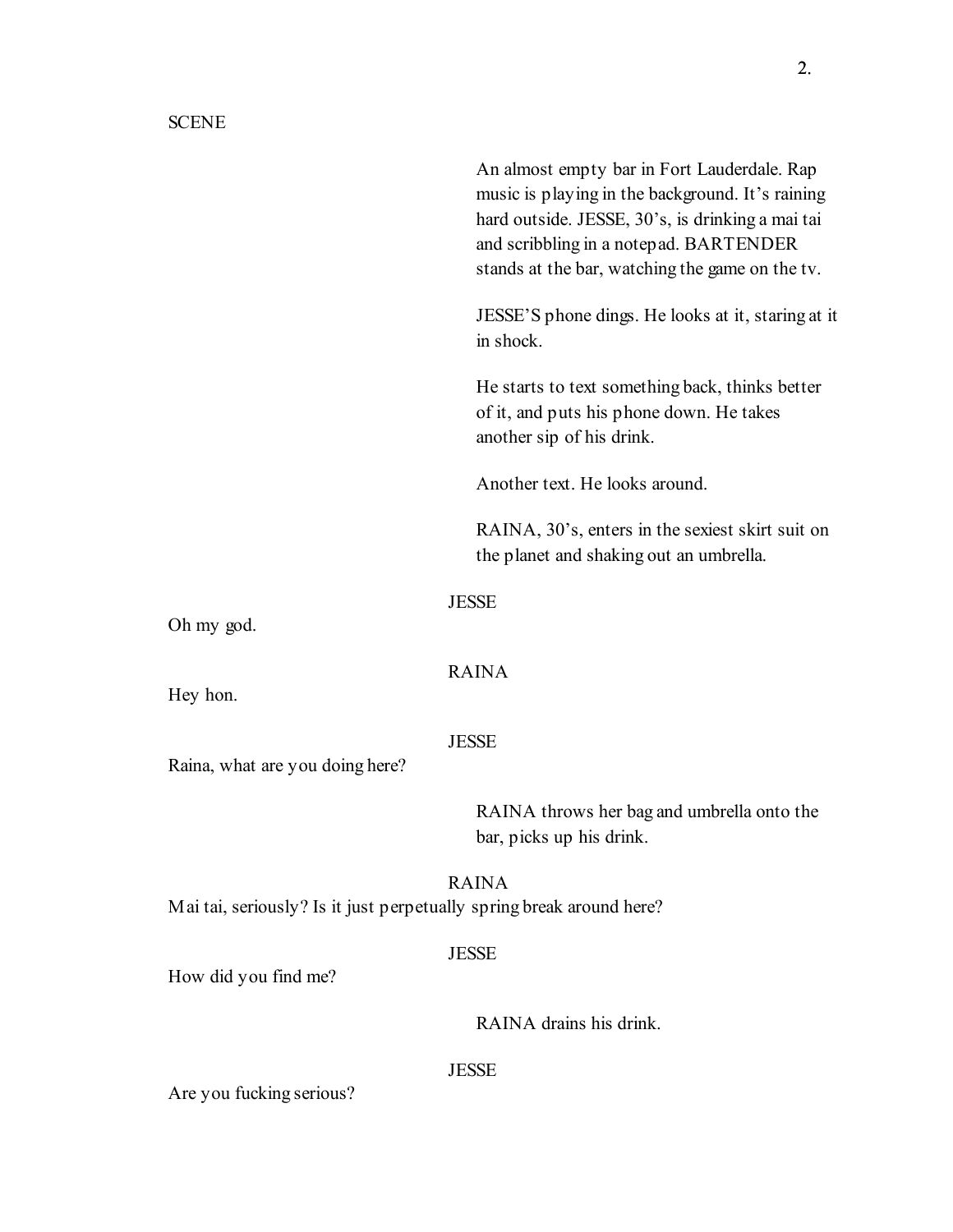SCENE

An almost empty bar in Fort Lauderdale. Rap music is playing in the background. It's raining hard outside. JESSE, 30's, is drinking a mai tai and scribbling in a notepad. BARTENDER stands at the bar, watching the game on the tv.

JESSE'S phone dings. He looks at it, staring at it in shock.

He starts to text something back, thinks better of it, and puts his phone down. He takes another sip of his drink.

Another text. He looks around.

RAINA, 30's, enters in the sexiest skirt suit on the planet and shaking out an umbrella.

JESSE

Oh my god.

RAINA

Hey hon.

JESSE

Raina, what are you doing here?

RAINA throws her bag and umbrella onto the bar, picks up his drink.

RAINA

Mai tai, seriously? Is it just perpetually spring break around here?

JESSE

How did you find me?

RAINA drains his drink.

JESSE

Are you fucking serious?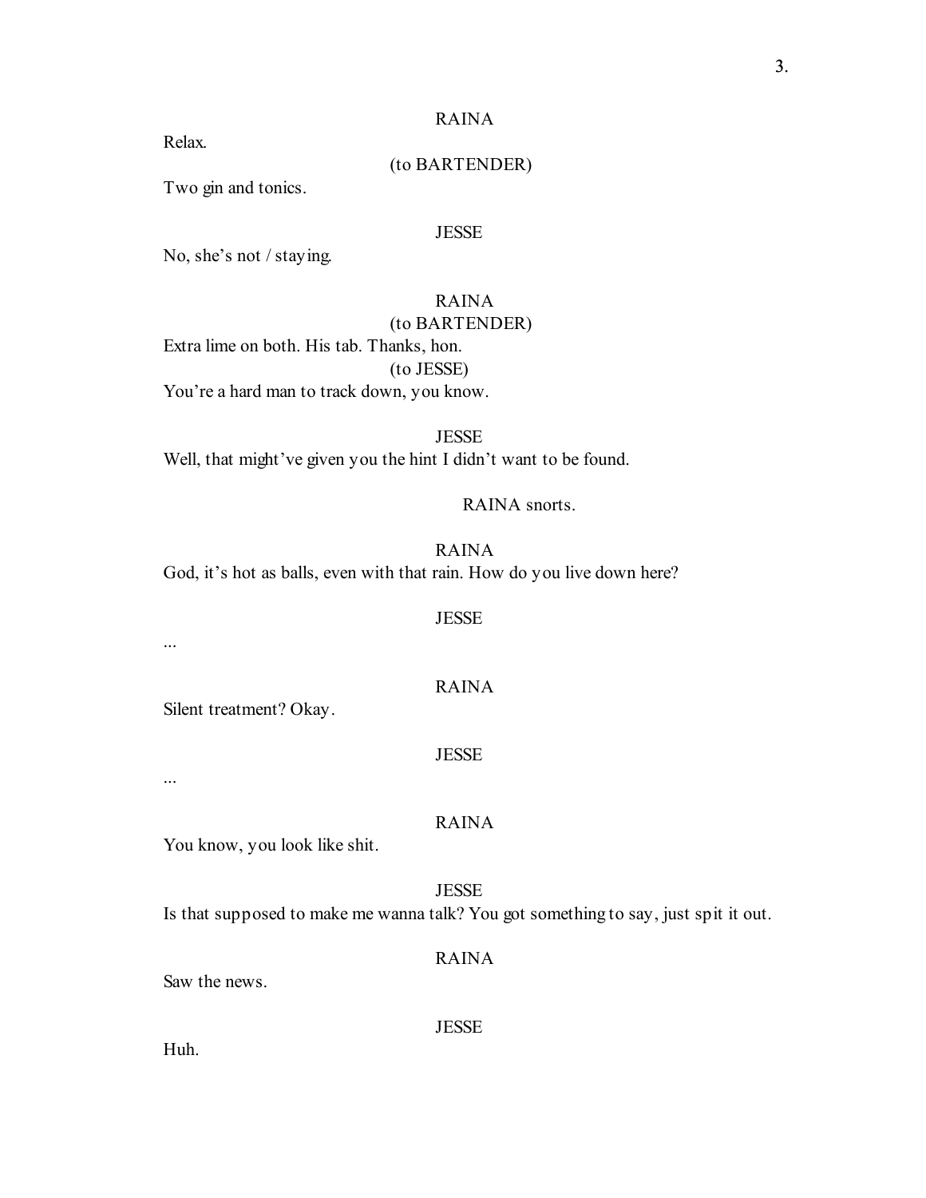RAINA

Relax.

(to BARTENDER)

Two gin and tonics.

JESSE

No, she's not / staying.

RAINA

(to BARTENDER)

Extra lime on both. His tab. Thanks, hon.

(to JESSE)

You're a hard man to track down, you know.

JESSE

Well, that might've given you the hint I didn't want to be found.

RAINA snorts.

RAINA

God, it's hot as balls, even with that rain. How do you live down here?

JESSE

...

RAINA

Silent treatment? Okay.

JESSE

...

RAINA

You know, you look like shit.

JESSE

Is that supposed to make me wanna talk? You got something to say, just spit it out.

RAINA

Saw the news.

JESSE

Huh.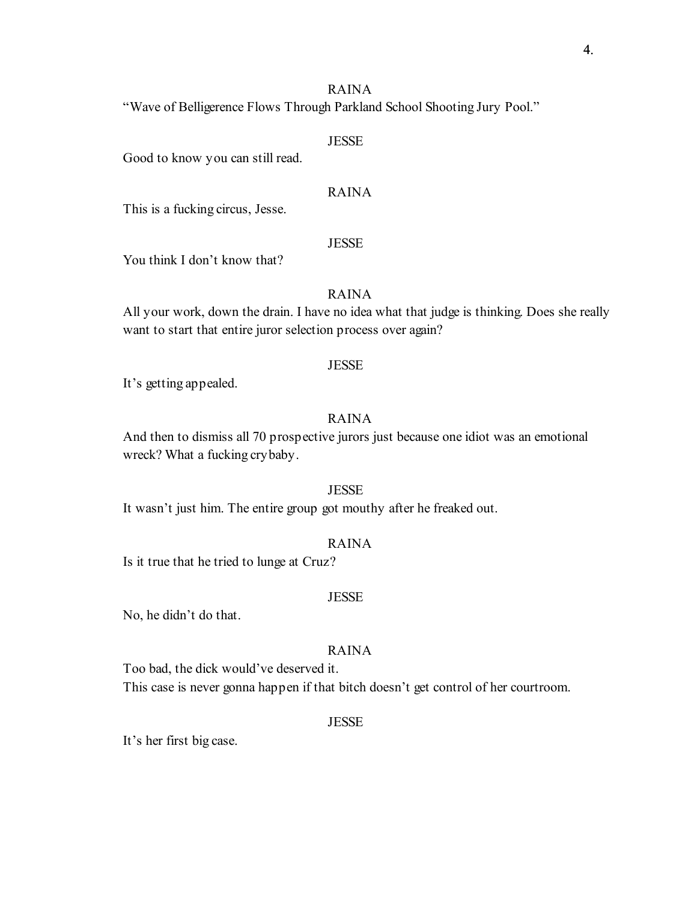RAINA

"Wave of Belligerence Flows Through Parkland School Shooting Jury Pool."

JESSE

Good to know you can still read.

RAINA

This is a fucking circus, Jesse.

JESSE

You think I don't know that?

RAINA

All your work, down the drain. I have no idea what that judge is thinking. Does she really want to start that entire juror selection process over again?

JESSE

It's getting appealed.

RAINA

And then to dismiss all 70 prospective jurors just because one idiot was an emotional wreck? What a fucking crybaby.

JESSE

It wasn't just him. The entire group got mouthy after he freaked out.

RAINA

Is it true that he tried to lunge at Cruz?

JESSE

No, he didn't do that.

RAINA

Too bad, the dick would've deserved it.
This case is never gonna happen if that bitch doesn't get control of her courtroom.

JESSE

It's her first big case.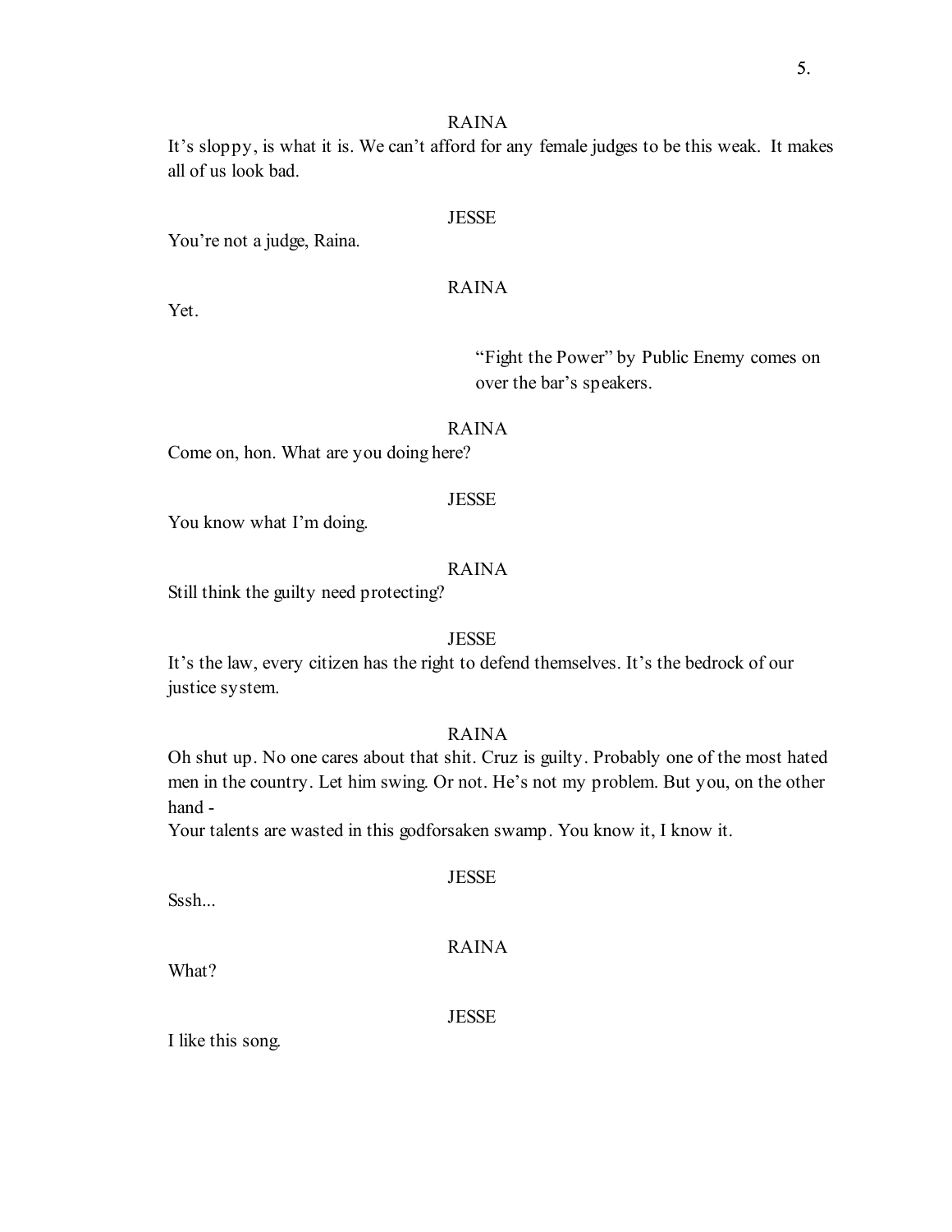RAINA

It's sloppy, is what it is. We can't afford for any female judges to be this weak. It makes all of us look bad.

JESSE

You're not a judge, Raina.

RAINA

Yet.

"Fight the Power" by Public Enemy comes on over the bar's speakers.

RAINA

Come on, hon. What are you doing here?

JESSE

You know what I'm doing.

RAINA

Still think the guilty need protecting?

JESSE

It's the law, every citizen has the right to defend themselves. It's the bedrock of our justice system.

RAINA

Oh shut up. No one cares about that shit. Cruz is guilty. Probably one of the most hated men in the country. Let him swing. Or not. He's not my problem. But you, on the other hand -

Your talents are wasted in this godforsaken swamp. You know it, I know it.

JESSE

Sssh...

RAINA

What?

JESSE

I like this song.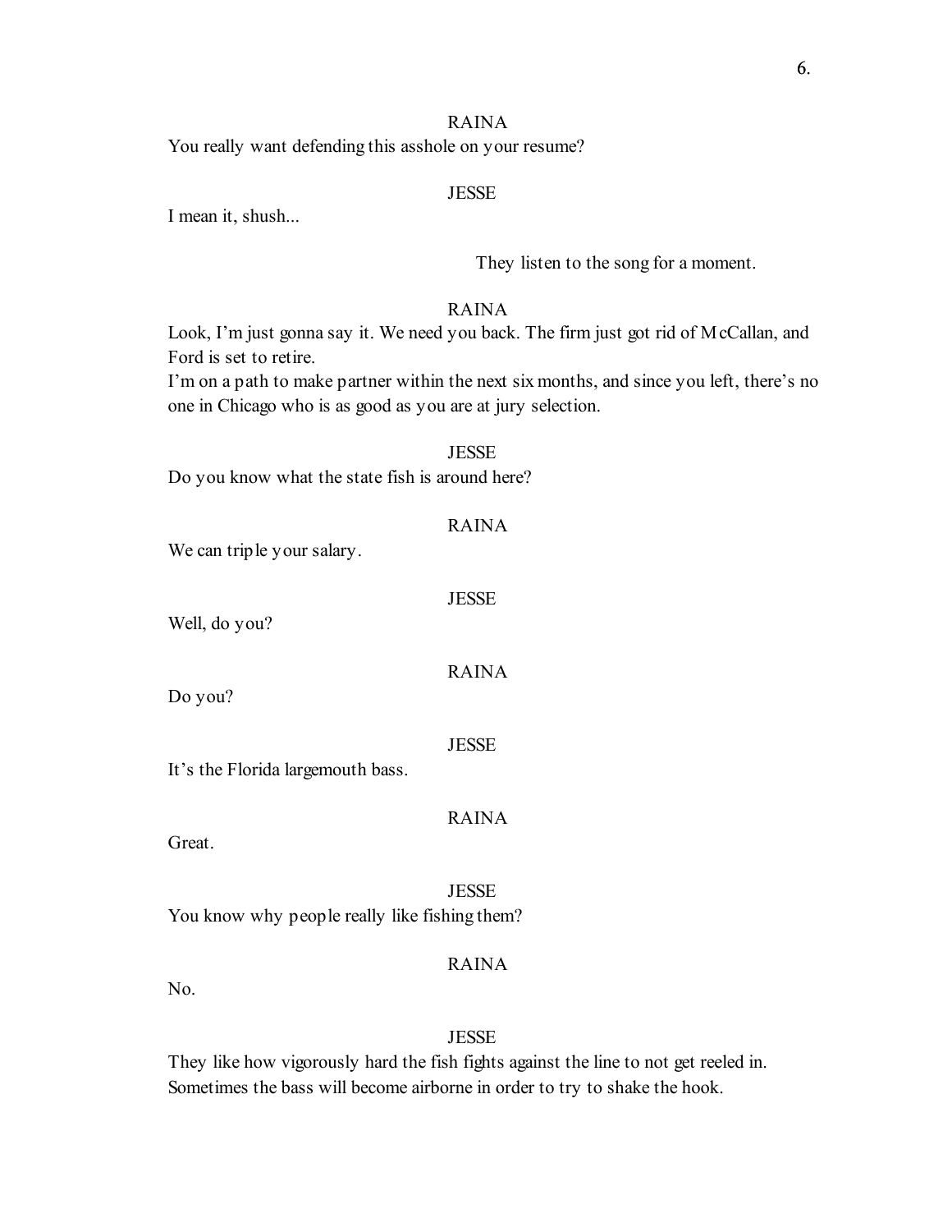RAINA

You really want defending this asshole on your resume?

JESSE

I mean it, shush...

They listen to the song for a moment.

RAINA

Look, I'm just gonna say it. We need you back. The firm just got rid of McCallan, and Ford is set to retire.
I'm on a path to make partner within the next six months, and since you left, there's no one in Chicago who is as good as you are at jury selection.

JESSE

Do you know what the state fish is around here?

RAINA

We can triple your salary.

JESSE

Well, do you?

RAINA

Do you?

JESSE

It's the Florida largemouth bass.

RAINA

Great.

JESSE

You know why people really like fishing them?

RAINA

No.

JESSE

They like how vigorously hard the fish fights against the line to not get reeled in. Sometimes the bass will become airborne in order to try to shake the hook.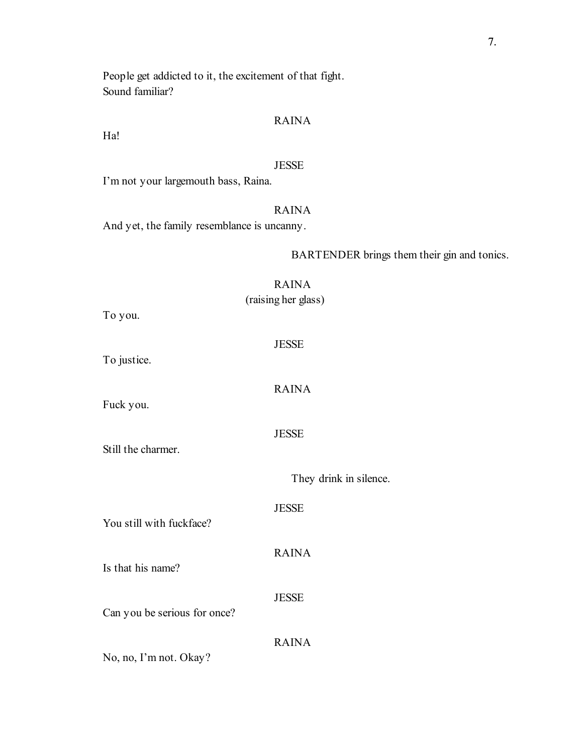People get addicted to it, the excitement of that fight.
Sound familiar?

RAINA

Ha!

JESSE

I'm not your largemouth bass, Raina.

RAINA

And yet, the family resemblance is uncanny.

BARTENDER brings them their gin and tonics.

RAINA
(raising her glass)

To you.

JESSE

To justice.

RAINA

Fuck you.

JESSE

Still the charmer.

They drink in silence.

JESSE

You still with fuckface?

RAINA

Is that his name?

JESSE

Can you be serious for once?

RAINA

No, no, I'm not. Okay?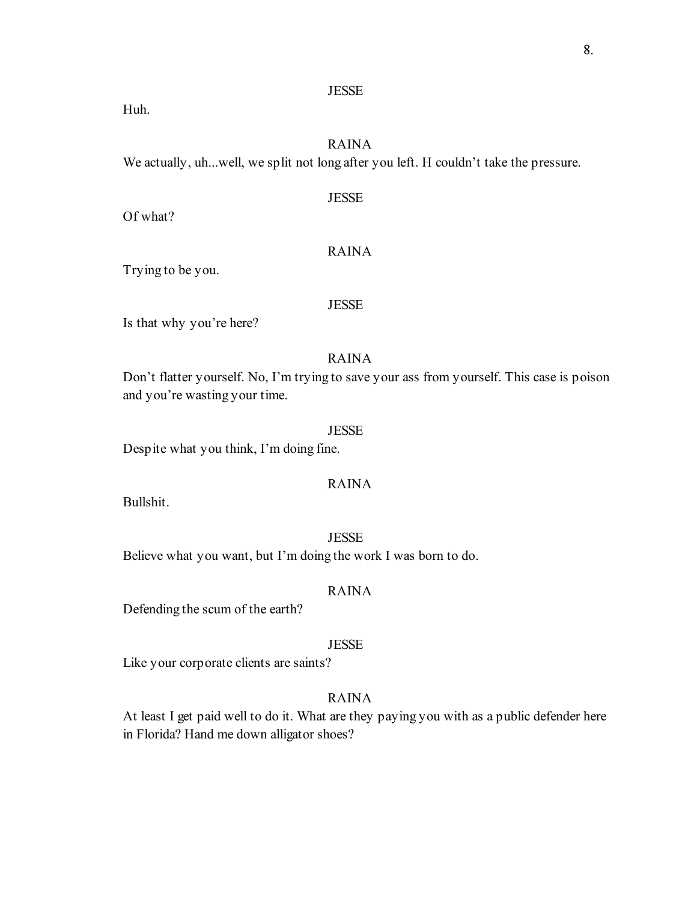JESSE

Huh.

RAINA

We actually, uh...well, we split not long after you left. H couldn’t take the pressure.

JESSE

Of what?

RAINA

Trying to be you.

JESSE

Is that why you’re here?

RAINA

Don’t flatter yourself. No, I’m trying to save your ass from yourself. This case is poison and you’re wasting your time.

JESSE

Despite what you think, I’m doing fine.

RAINA

Bullshit.

JESSE

Believe what you want, but I’m doing the work I was born to do.

RAINA

Defending the scum of the earth?

JESSE

Like your corporate clients are saints?

RAINA

At least I get paid well to do it. What are they paying you with as a public defender here in Florida? Hand me down alligator shoes?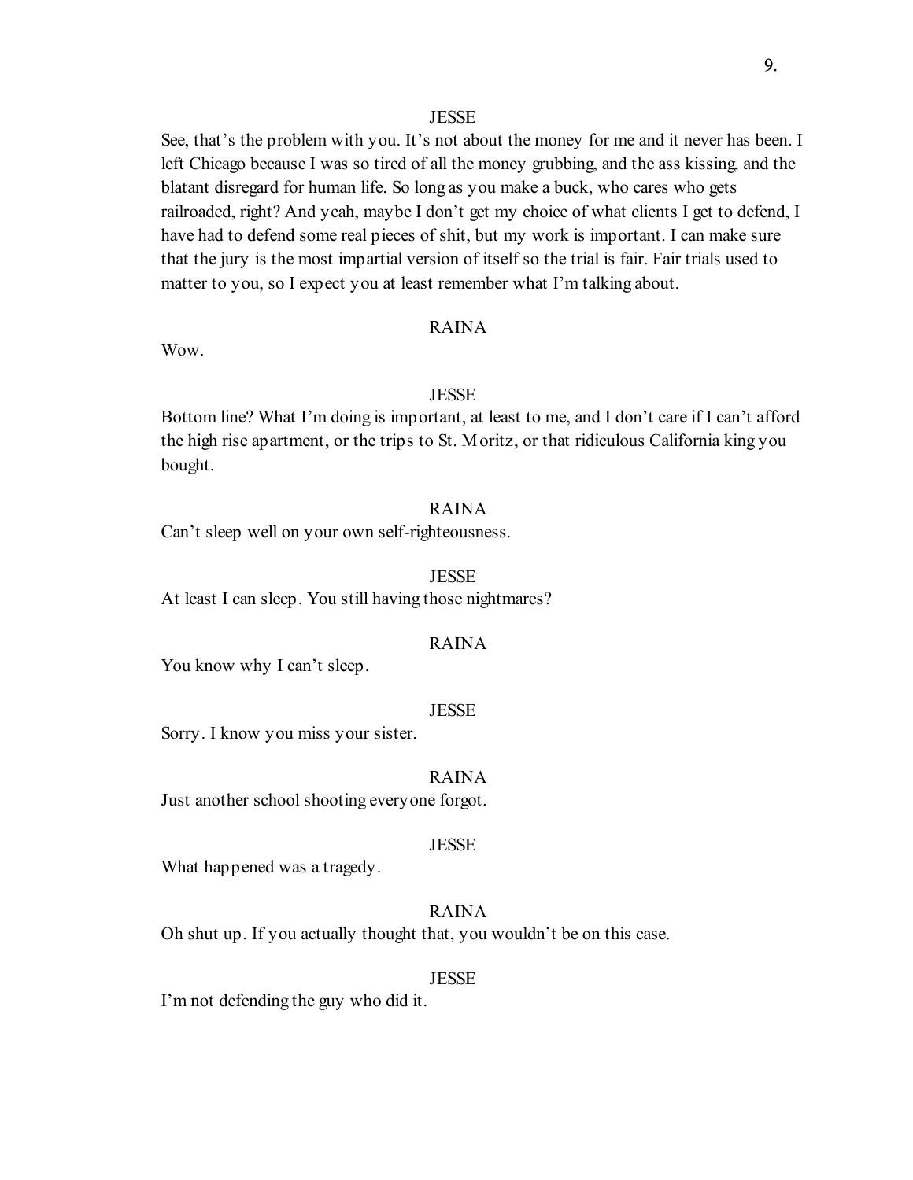JESSE

See, that's the problem with you. It's not about the money for me and it never has been. I left Chicago because I was so tired of all the money grubbing, and the ass kissing, and the blatant disregard for human life. So long as you make a buck, who cares who gets railroaded, right? And yeah, maybe I don't get my choice of what clients I get to defend, I have had to defend some real pieces of shit, but my work is important. I can make sure that the jury is the most impartial version of itself so the trial is fair. Fair trials used to matter to you, so I expect you at least remember what I'm talking about.

RAINA

Wow.

JESSE

Bottom line? What I'm doing is important, at least to me, and I don't care if I can't afford the high rise apartment, or the trips to St. Moritz, or that ridiculous California king you bought.

RAINA

Can't sleep well on your own self-righteousness.

JESSE

At least I can sleep. You still having those nightmares?

RAINA

You know why I can't sleep.

JESSE

Sorry. I know you miss your sister.

RAINA

Just another school shooting everyone forgot.

JESSE

What happened was a tragedy.

RAINA

Oh shut up. If you actually thought that, you wouldn't be on this case.

JESSE

I'm not defending the guy who did it.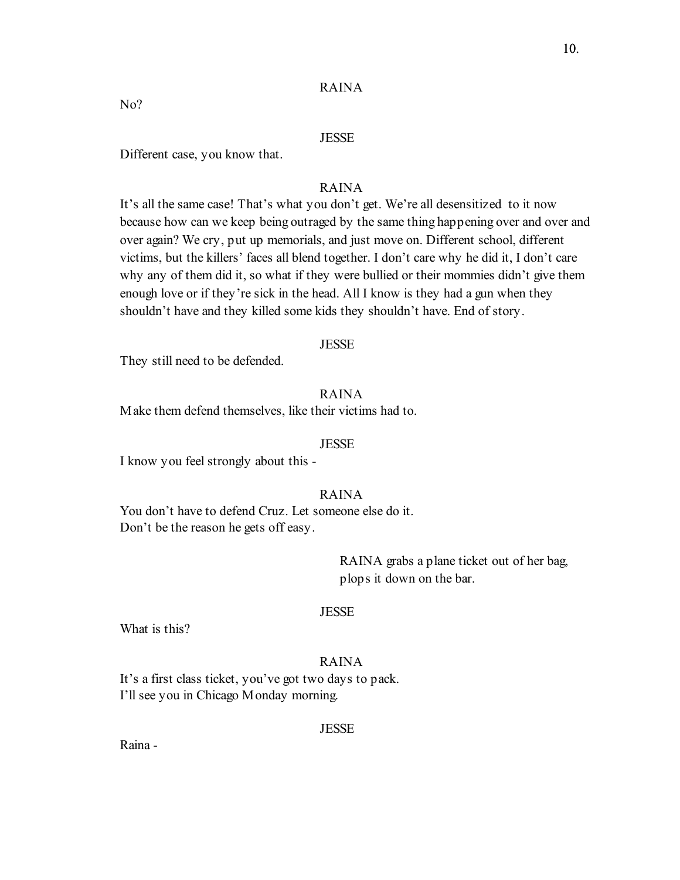RAINA

No?

JESSE

Different case, you know that.

RAINA

It's all the same case! That's what you don't get. We're all desensitized to it now because how can we keep being outraged by the same thing happening over and over and over again? We cry, put up memorials, and just move on. Different school, different victims, but the killers' faces all blend together. I don't care why he did it, I don't care why any of them did it, so what if they were bullied or their mommies didn't give them enough love or if they're sick in the head. All I know is they had a gun when they shouldn't have and they killed some kids they shouldn't have. End of story.

JESSE

They still need to be defended.

RAINA

Make them defend themselves, like their victims had to.

JESSE

I know you feel strongly about this -

RAINA

You don't have to defend Cruz. Let someone else do it.
Don't be the reason he gets off easy.

RAINA grabs a plane ticket out of her bag, plops it down on the bar.

JESSE

What is this?

RAINA

It's a first class ticket, you've got two days to pack.
I'll see you in Chicago Monday morning.

JESSE

Raina -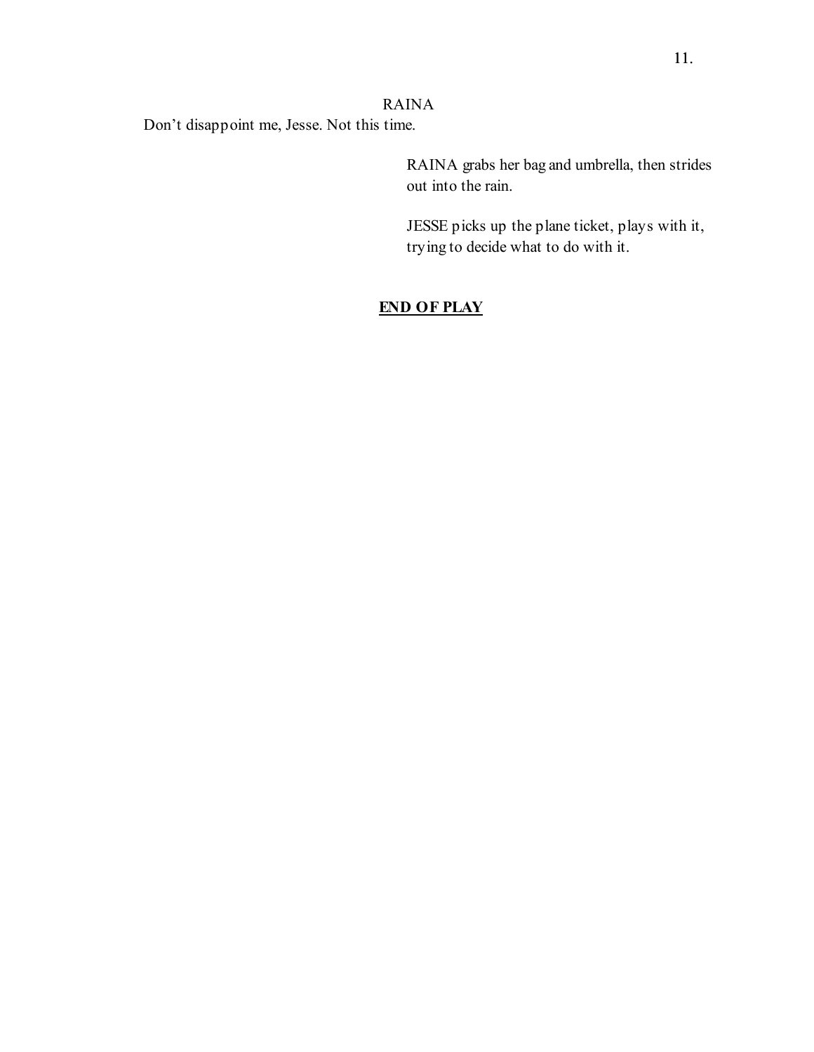RAINA

Don't disappoint me, Jesse. Not this time.

RAINA grabs her bag and umbrella, then strides out into the rain.

JESSE picks up the plane ticket, plays with it, trying to decide what to do with it.

**<u>END OF PLAY</u>**